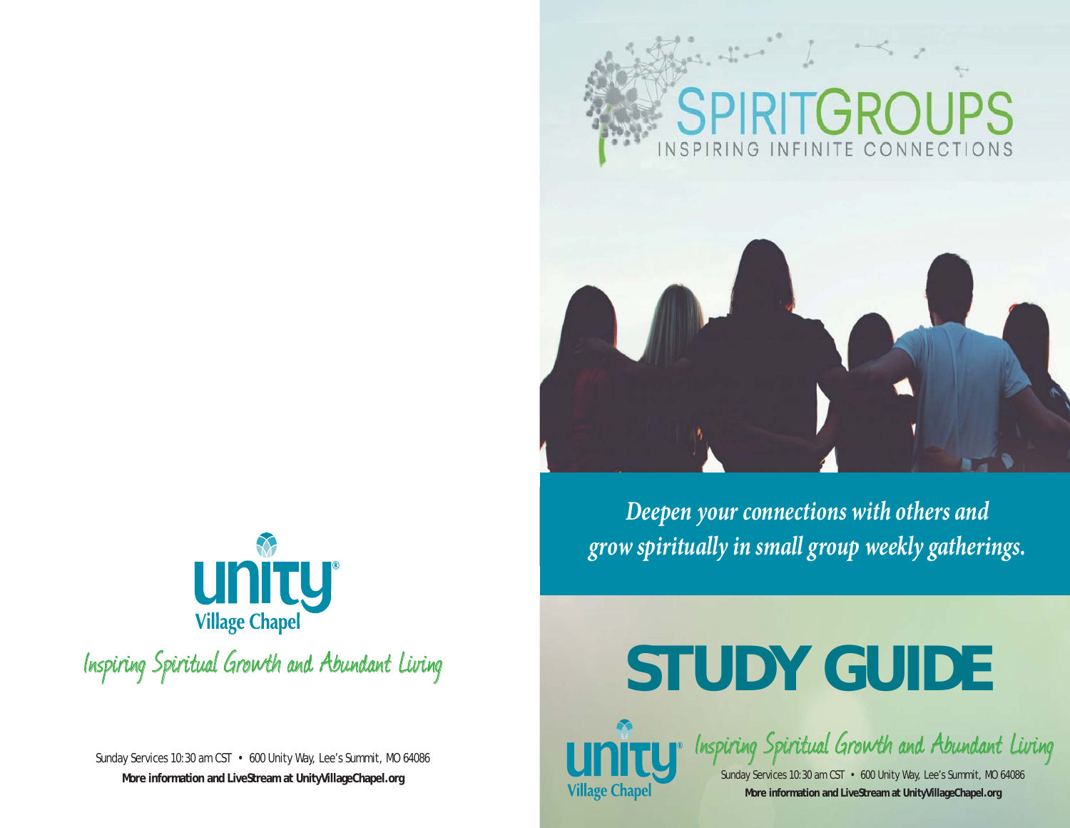unity® Village Chapel

Inspiring Spiritual Growth and Abundant Living

Sunday Services 10:30 am CST • 600 Unity Way, Lee's Summit, MO 64086
**More information and LiveStream at UnityVillageChapel.org**

# SPIRITGROUPS

INSPIRING INFINITE CONNECTIONS

*Deepen your connections with others and grow spiritually in small group weekly gatherings.*

# STUDY GUIDE

unity® Village Chapel

Inspiring Spiritual Growth and Abundant Living

Sunday Services 10:30 am CST • 600 Unity Way, Lee's Summit, MO 64086
**More information and LiveStream at UnityVillageChapel.org**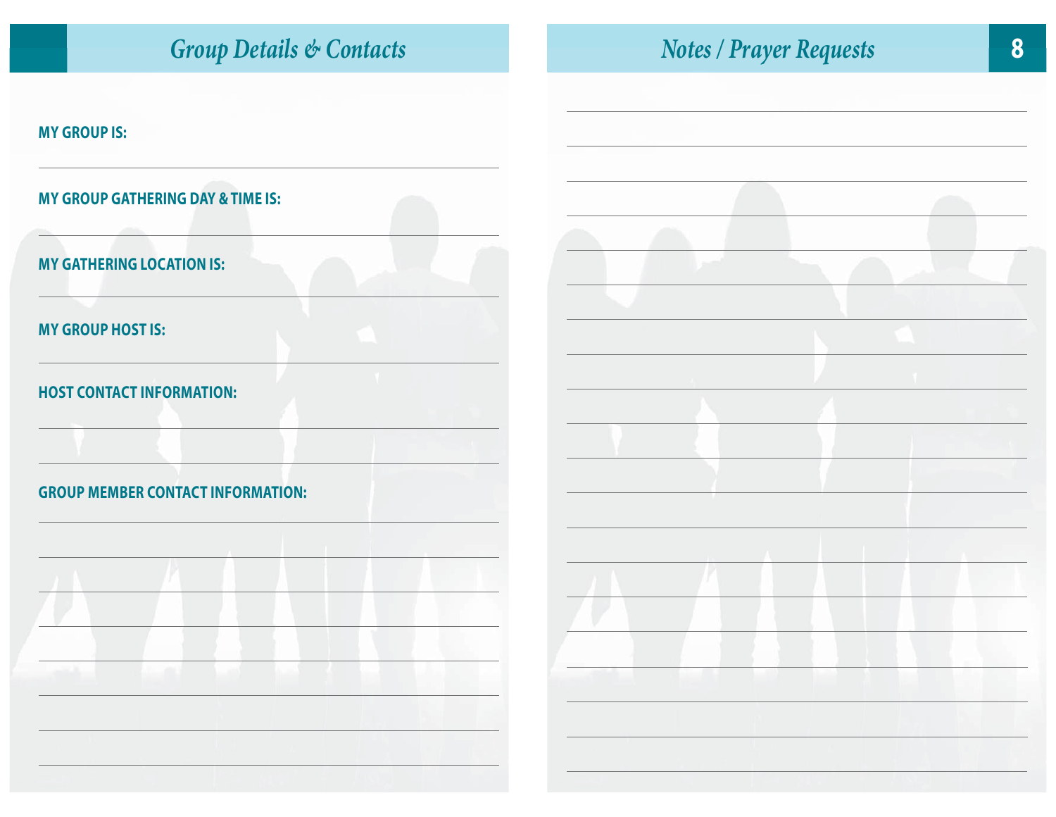## Group Details & Contacts

**MY GROUP IS:**

**MY GROUP GATHERING DAY & TIME IS:**

**MY GATHERING LOCATION IS:**

**MY GROUP HOST IS:**

**HOST CONTACT INFORMATION:**

**GROUP MEMBER CONTACT INFORMATION:**

## Notes / Prayer Requests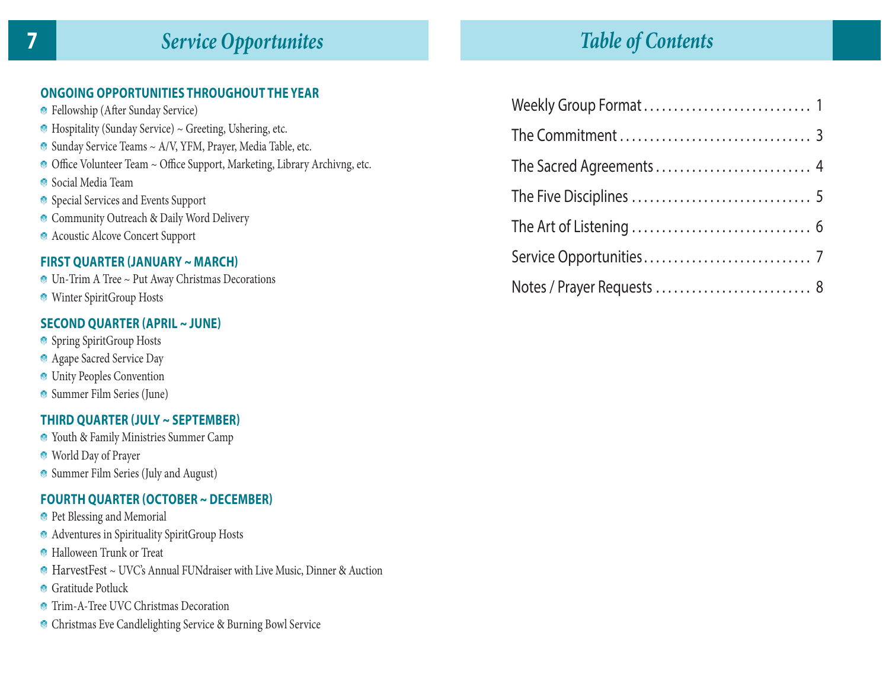# Service Opportunites

## ONGOING OPPORTUNITIES THROUGHOUT THE YEAR

- Fellowship (After Sunday Service)
- Hospitality (Sunday Service) ~ Greeting, Ushering, etc.
- Sunday Service Teams ~ A/V, YFM, Prayer, Media Table, etc.
- Office Volunteer Team ~ Office Support, Marketing, Library Archivng, etc.
- Social Media Team
- Special Services and Events Support
- Community Outreach & Daily Word Delivery
- Acoustic Alcove Concert Support

## FIRST QUARTER (JANUARY ~ MARCH)

- Un-Trim A Tree ~ Put Away Christmas Decorations
- Winter SpiritGroup Hosts

## SECOND QUARTER (APRIL ~ JUNE)

- Spring SpiritGroup Hosts
- Agape Sacred Service Day
- Unity Peoples Convention
- Summer Film Series (June)

## THIRD QUARTER (JULY ~ SEPTEMBER)

- Youth & Family Ministries Summer Camp
- World Day of Prayer
- Summer Film Series (July and August)

## FOURTH QUARTER (OCTOBER ~ DECEMBER)

- Pet Blessing and Memorial
- Adventures in Spirituality SpiritGroup Hosts
- Halloween Trunk or Treat
- HarvestFest ~ UVC's Annual FUNdraiser with Live Music, Dinner & Auction
- Gratitude Potluck
- Trim-A-Tree UVC Christmas Decoration
- Christmas Eve Candlelighting Service & Burning Bowl Service

# Table of Contents

- Weekly Group Format ............................ 1
- The Commitment ................................ 3
- The Sacred Agreements .......................... 4
- The Five Disciplines .............................. 5
- The Art of Listening .............................. 6
- Service Opportunities ............................ 7
- Notes / Prayer Requests .......................... 8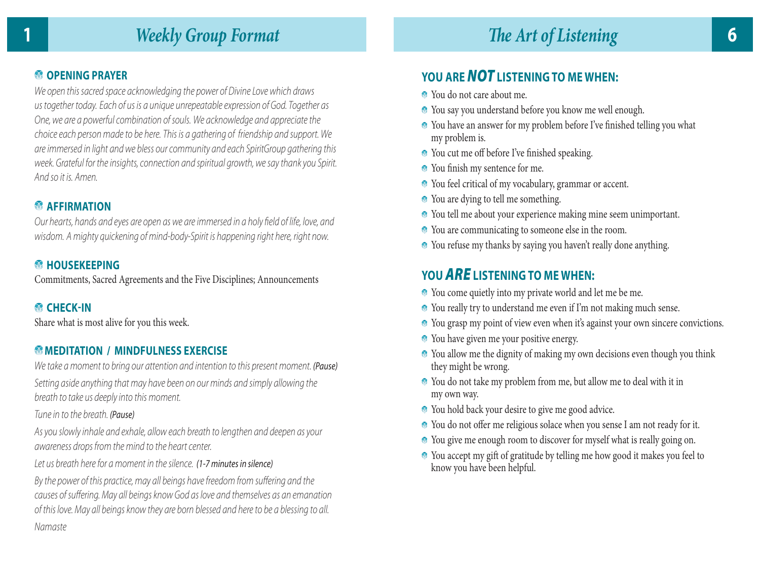# Weekly Group Format

### OPENING PRAYER

*We open this sacred space acknowledging the power of Divine Love which draws us together today. Each of us is a unique unrepeatable expression of God. Together as One, we are a powerful combination of souls. We acknowledge and appreciate the choice each person made to be here. This is a gathering of friendship and support. We are immersed in light and we bless our community and each SpiritGroup gathering this week. Grateful for the insights, connection and spiritual growth, we say thank you Spirit. And so it is. Amen.*

### AFFIRMATION

*Our hearts, hands and eyes are open as we are immersed in a holy field of life, love, and wisdom. A mighty quickening of mind-body-Spirit is happening right here, right now.*

### HOUSEKEEPING

Commitments, Sacred Agreements and the Five Disciplines; Announcements

### CHECK-IN

Share what is most alive for you this week.

### MEDITATION / MINDFULNESS EXERCISE

*We take a moment to bring our attention and intention to this present moment.* ***(Pause)***

*Setting aside anything that may have been on our minds and simply allowing the breath to take us deeply into this moment.*

*Tune in to the breath.* ***(Pause)***

*As you slowly inhale and exhale, allow each breath to lengthen and deepen as your awareness drops from the mind to the heart center.*

*Let us breath here for a moment in the silence.* ***(1-7 minutes in silence)***

*By the power of this practice, may all beings have freedom from suffering and the causes of suffering. May all beings know God as love and themselves as an emanation of this love. May all beings know they are born blessed and here to be a blessing to all.*

*Namaste*

# The Art of Listening

### YOU ARE *NOT* LISTENING TO ME WHEN:

- You do not care about me.
- You say you understand before you know me well enough.
- You have an answer for my problem before I've finished telling you what my problem is.
- You cut me off before I've finished speaking.
- You finish my sentence for me.
- You feel critical of my vocabulary, grammar or accent.
- You are dying to tell me something.
- You tell me about your experience making mine seem unimportant.
- You are communicating to someone else in the room.
- You refuse my thanks by saying you haven't really done anything.

### YOU *ARE* LISTENING TO ME WHEN:

- You come quietly into my private world and let me be me.
- You really try to understand me even if I'm not making much sense.
- You grasp my point of view even when it's against your own sincere convictions.
- You have given me your positive energy.
- You allow me the dignity of making my own decisions even though you think they might be wrong.
- You do not take my problem from me, but allow me to deal with it in my own way.
- You hold back your desire to give me good advice.
- You do not offer me religious solace when you sense I am not ready for it.
- You give me enough room to discover for myself what is really going on.
- You accept my gift of gratitude by telling me how good it makes you feel to know you have been helpful.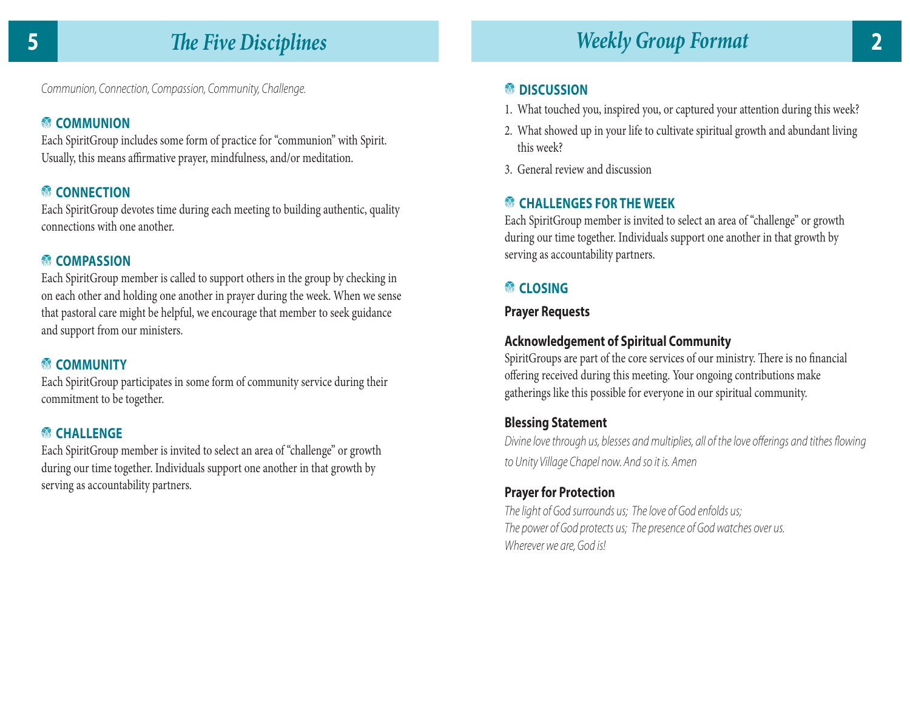# The Five Disciplines

*Communion, Connection, Compassion, Community, Challenge.*

### COMMUNION

Each SpiritGroup includes some form of practice for "communion" with Spirit. Usually, this means affirmative prayer, mindfulness, and/or meditation.

### CONNECTION

Each SpiritGroup devotes time during each meeting to building authentic, quality connections with one another.

### COMPASSION

Each SpiritGroup member is called to support others in the group by checking in on each other and holding one another in prayer during the week. When we sense that pastoral care might be helpful, we encourage that member to seek guidance and support from our ministers.

### COMMUNITY

Each SpiritGroup participates in some form of community service during their commitment to be together.

### CHALLENGE

Each SpiritGroup member is invited to select an area of "challenge" or growth during our time together. Individuals support one another in that growth by serving as accountability partners.

# Weekly Group Format

### DISCUSSION

1. What touched you, inspired you, or captured your attention during this week?
2. What showed up in your life to cultivate spiritual growth and abundant living this week?
3. General review and discussion

### CHALLENGES FOR THE WEEK

Each SpiritGroup member is invited to select an area of "challenge" or growth during our time together. Individuals support one another in that growth by serving as accountability partners.

### CLOSING

**Prayer Requests**

**Acknowledgement of Spiritual Community**

SpiritGroups are part of the core services of our ministry. There is no financial offering received during this meeting. Your ongoing contributions make gatherings like this possible for everyone in our spiritual community.

**Blessing Statement**

*Divine love through us, blesses and multiplies, all of the love offerings and tithes flowing to Unity Village Chapel now. And so it is. Amen*

**Prayer for Protection**

*The light of God surrounds us; The love of God enfolds us;*
*The power of God protects us; The presence of God watches over us.*
*Wherever we are, God is!*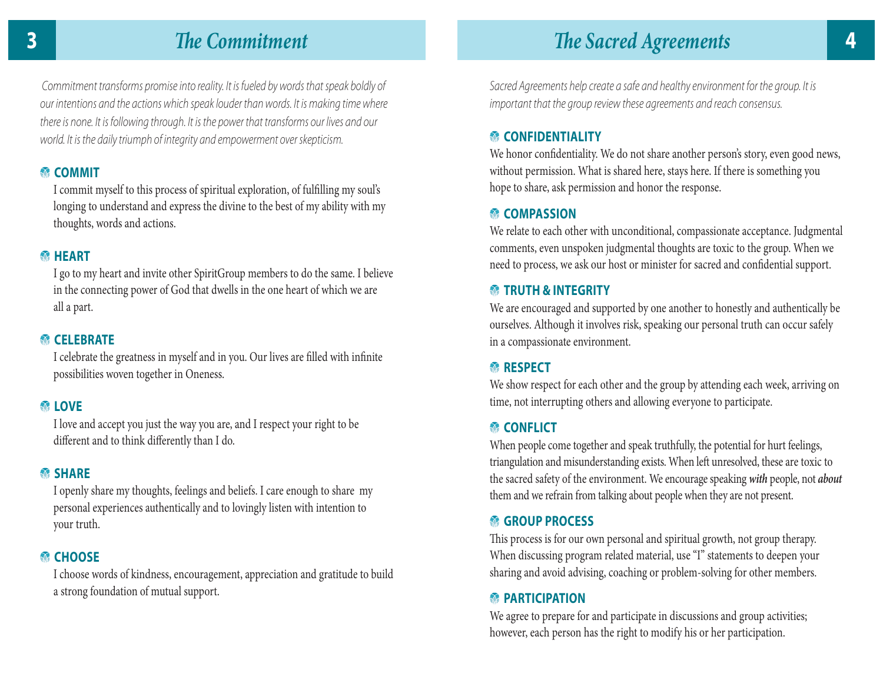# The Commitment

*Commitment transforms promise into reality. It is fueled by words that speak boldly of our intentions and the actions which speak louder than words. It is making time where there is none. It is following through. It is the power that transforms our lives and our world. It is the daily triumph of integrity and empowerment over skepticism.*

### COMMIT

I commit myself to this process of spiritual exploration, of fulfilling my soul's longing to understand and express the divine to the best of my ability with my thoughts, words and actions.

### HEART

I go to my heart and invite other SpiritGroup members to do the same. I believe in the connecting power of God that dwells in the one heart of which we are all a part.

### CELEBRATE

I celebrate the greatness in myself and in you. Our lives are filled with infinite possibilities woven together in Oneness.

### LOVE

I love and accept you just the way you are, and I respect your right to be different and to think differently than I do.

### SHARE

I openly share my thoughts, feelings and beliefs. I care enough to share my personal experiences authentically and to lovingly listen with intention to your truth.

### CHOOSE

I choose words of kindness, encouragement, appreciation and gratitude to build a strong foundation of mutual support.

# The Sacred Agreements

*Sacred Agreements help create a safe and healthy environment for the group. It is important that the group review these agreements and reach consensus.*

### CONFIDENTIALITY

We honor confidentiality. We do not share another person's story, even good news, without permission. What is shared here, stays here. If there is something you hope to share, ask permission and honor the response.

### COMPASSION

We relate to each other with unconditional, compassionate acceptance. Judgmental comments, even unspoken judgmental thoughts are toxic to the group. When we need to process, we ask our host or minister for sacred and confidential support.

### TRUTH & INTEGRITY

We are encouraged and supported by one another to honestly and authentically be ourselves. Although it involves risk, speaking our personal truth can occur safely in a compassionate environment.

### RESPECT

We show respect for each other and the group by attending each week, arriving on time, not interrupting others and allowing everyone to participate.

### CONFLICT

When people come together and speak truthfully, the potential for hurt feelings, triangulation and misunderstanding exists. When left unresolved, these are toxic to the sacred safety of the environment. We encourage speaking ***with*** people, not ***about*** them and we refrain from talking about people when they are not present.

### GROUP PROCESS

This process is for our own personal and spiritual growth, not group therapy. When discussing program related material, use "I" statements to deepen your sharing and avoid advising, coaching or problem-solving for other members.

### PARTICIPATION

We agree to prepare for and participate in discussions and group activities; however, each person has the right to modify his or her participation.